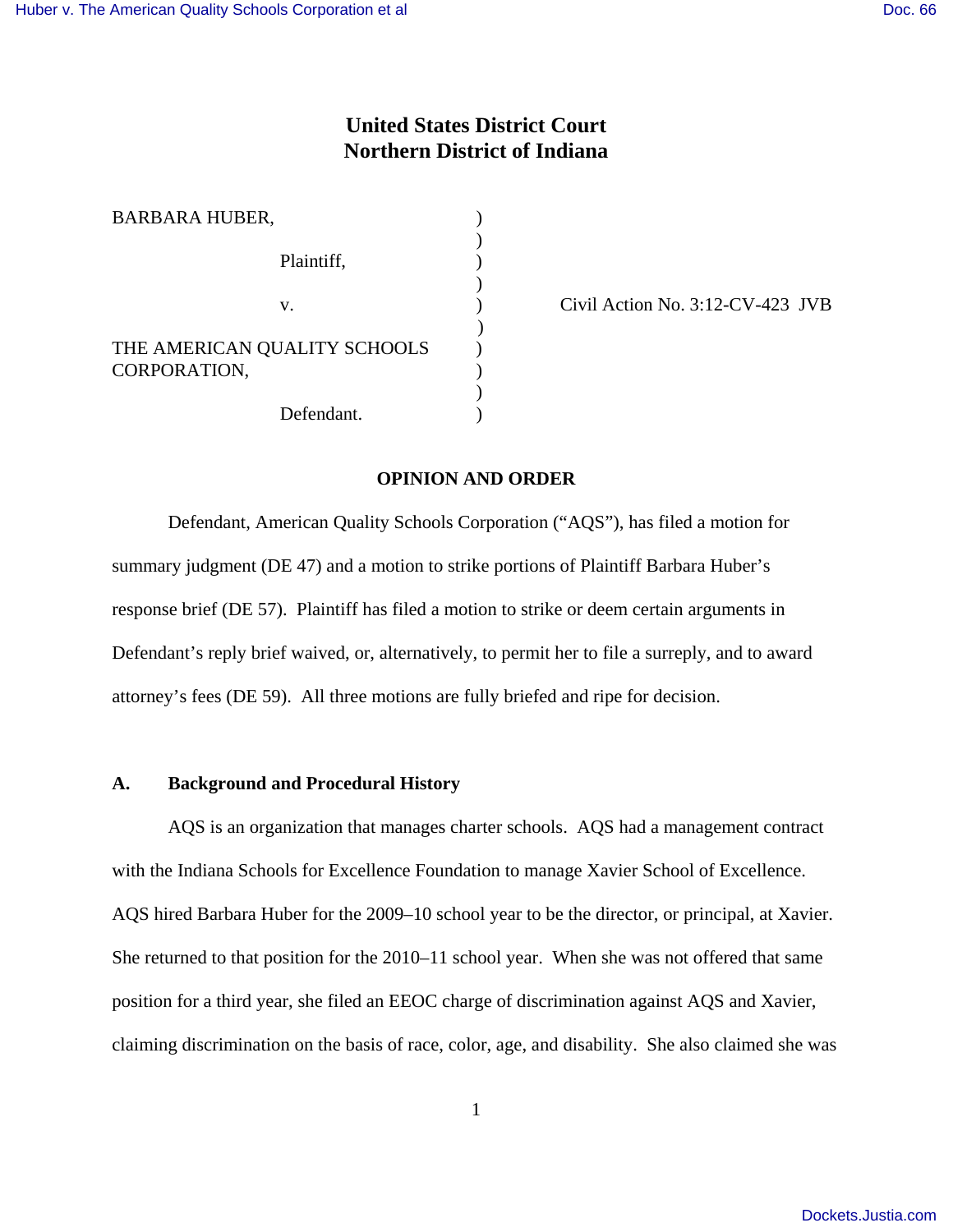# United States District Court
# Northern District of Indiana

BARBARA HUBER,

Plaintiff,

v.

THE AMERICAN QUALITY SCHOOLS CORPORATION,

Defendant.

Civil Action No. 3:12-CV-423 JVB

## OPINION AND ORDER

Defendant, American Quality Schools Corporation ("AQS"), has filed a motion for summary judgment (DE 47) and a motion to strike portions of Plaintiff Barbara Huber's response brief (DE 57). Plaintiff has filed a motion to strike or deem certain arguments in Defendant's reply brief waived, or, alternatively, to permit her to file a surreply, and to award attorney's fees (DE 59). All three motions are fully briefed and ripe for decision.

### A. Background and Procedural History

AQS is an organization that manages charter schools. AQS had a management contract with the Indiana Schools for Excellence Foundation to manage Xavier School of Excellence. AQS hired Barbara Huber for the 2009–10 school year to be the director, or principal, at Xavier. She returned to that position for the 2010–11 school year. When she was not offered that same position for a third year, she filed an EEOC charge of discrimination against AQS and Xavier, claiming discrimination on the basis of race, color, age, and disability. She also claimed she was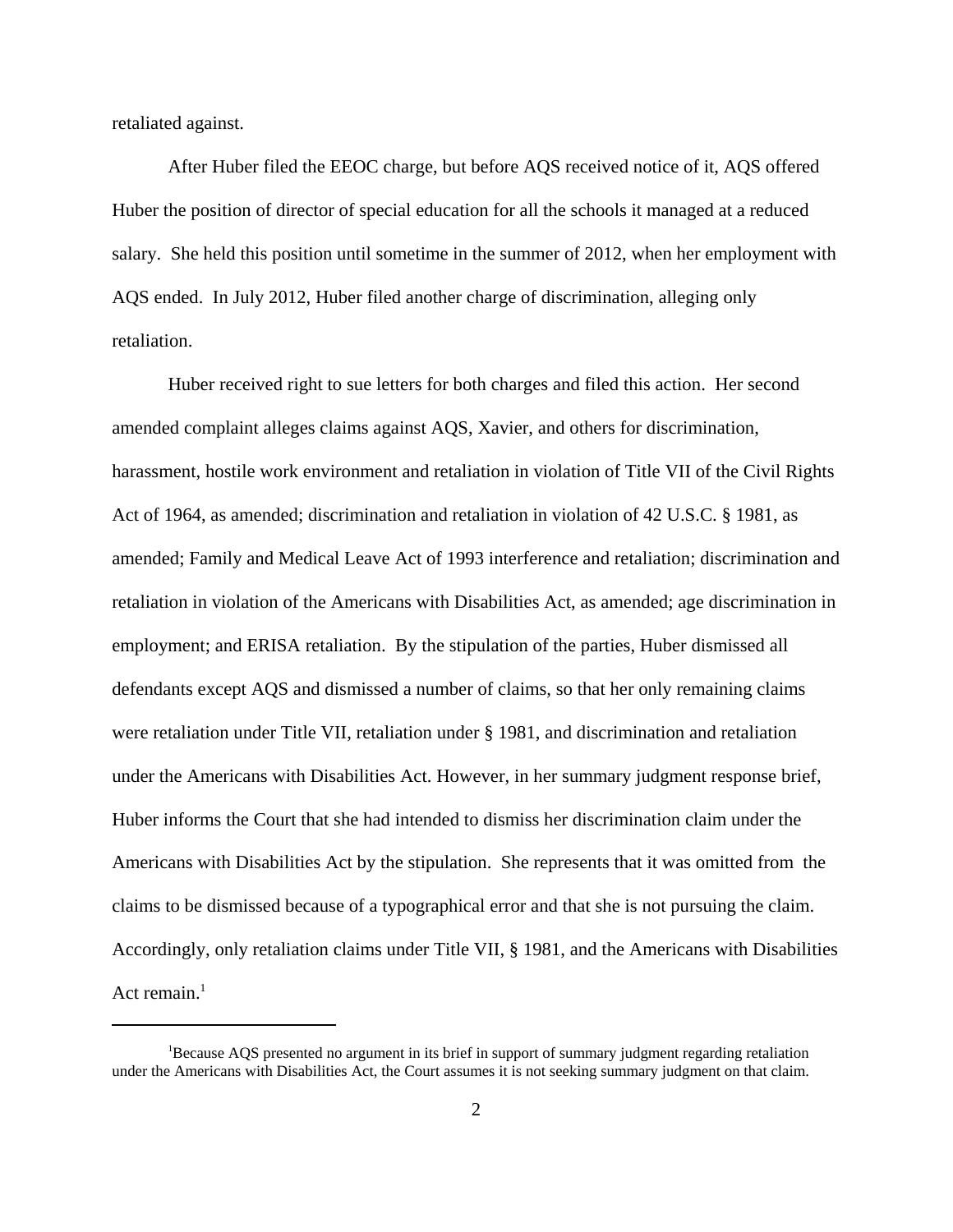retaliated against.

After Huber filed the EEOC charge, but before AQS received notice of it, AQS offered Huber the position of director of special education for all the schools it managed at a reduced salary. She held this position until sometime in the summer of 2012, when her employment with AQS ended. In July 2012, Huber filed another charge of discrimination, alleging only retaliation.

Huber received right to sue letters for both charges and filed this action. Her second amended complaint alleges claims against AQS, Xavier, and others for discrimination, harassment, hostile work environment and retaliation in violation of Title VII of the Civil Rights Act of 1964, as amended; discrimination and retaliation in violation of 42 U.S.C. § 1981, as amended; Family and Medical Leave Act of 1993 interference and retaliation; discrimination and retaliation in violation of the Americans with Disabilities Act, as amended; age discrimination in employment; and ERISA retaliation. By the stipulation of the parties, Huber dismissed all defendants except AQS and dismissed a number of claims, so that her only remaining claims were retaliation under Title VII, retaliation under § 1981, and discrimination and retaliation under the Americans with Disabilities Act. However, in her summary judgment response brief, Huber informs the Court that she had intended to dismiss her discrimination claim under the Americans with Disabilities Act by the stipulation. She represents that it was omitted from the claims to be dismissed because of a typographical error and that she is not pursuing the claim. Accordingly, only retaliation claims under Title VII, § 1981, and the Americans with Disabilities Act remain.[1]

---

[1]Because AQS presented no argument in its brief in support of summary judgment regarding retaliation under the Americans with Disabilities Act, the Court assumes it is not seeking summary judgment on that claim.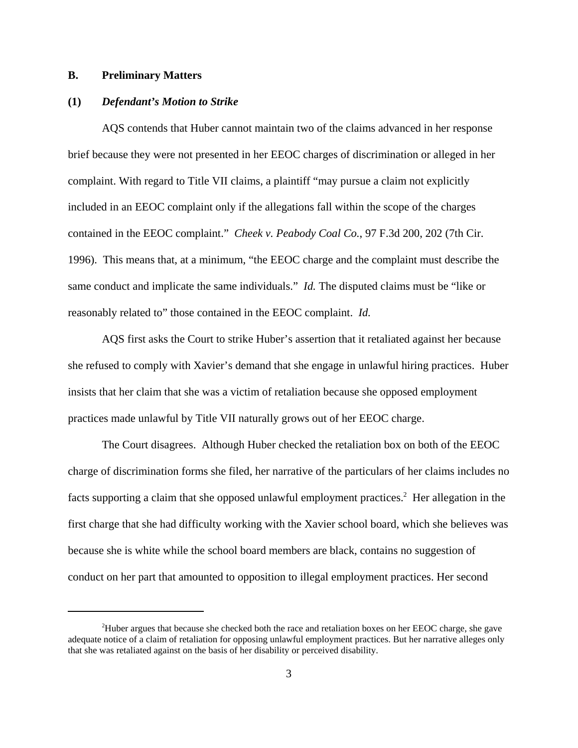## B. Preliminary Matters

### (1) *Defendant's Motion to Strike*

AQS contends that Huber cannot maintain two of the claims advanced in her response brief because they were not presented in her EEOC charges of discrimination or alleged in her complaint. With regard to Title VII claims, a plaintiff "may pursue a claim not explicitly included in an EEOC complaint only if the allegations fall within the scope of the charges contained in the EEOC complaint." *Cheek v. Peabody Coal Co.*, 97 F.3d 200, 202 (7th Cir. 1996). This means that, at a minimum, "the EEOC charge and the complaint must describe the same conduct and implicate the same individuals." *Id.* The disputed claims must be "like or reasonably related to" those contained in the EEOC complaint. *Id.*

AQS first asks the Court to strike Huber's assertion that it retaliated against her because she refused to comply with Xavier's demand that she engage in unlawful hiring practices. Huber insists that her claim that she was a victim of retaliation because she opposed employment practices made unlawful by Title VII naturally grows out of her EEOC charge.

The Court disagrees. Although Huber checked the retaliation box on both of the EEOC charge of discrimination forms she filed, her narrative of the particulars of her claims includes no facts supporting a claim that she opposed unlawful employment practices.[2] Her allegation in the first charge that she had difficulty working with the Xavier school board, which she believes was because she is white while the school board members are black, contains no suggestion of conduct on her part that amounted to opposition to illegal employment practices. Her second

---

[2] Huber argues that because she checked both the race and retaliation boxes on her EEOC charge, she gave adequate notice of a claim of retaliation for opposing unlawful employment practices. But her narrative alleges only that she was retaliated against on the basis of her disability or perceived disability.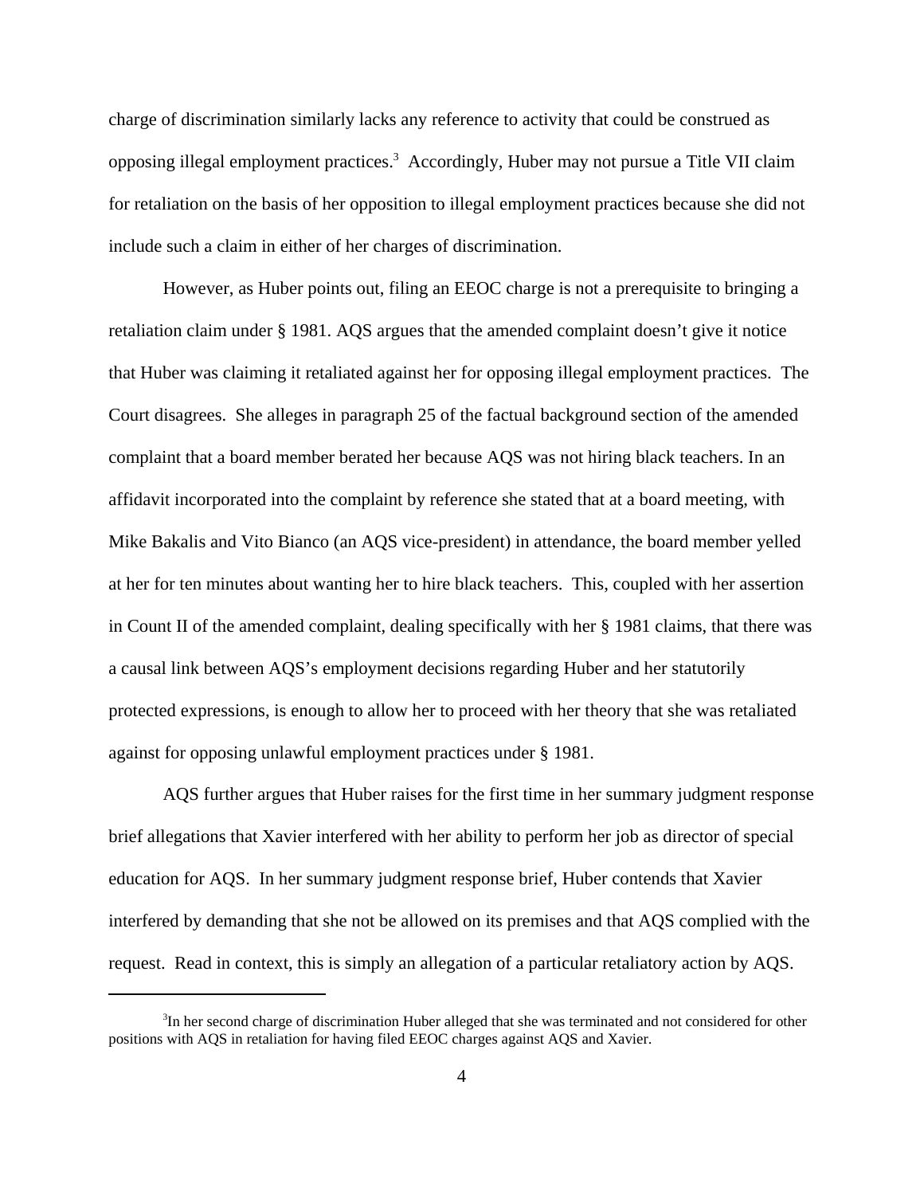charge of discrimination similarly lacks any reference to activity that could be construed as opposing illegal employment practices.[3] Accordingly, Huber may not pursue a Title VII claim for retaliation on the basis of her opposition to illegal employment practices because she did not include such a claim in either of her charges of discrimination.

However, as Huber points out, filing an EEOC charge is not a prerequisite to bringing a retaliation claim under § 1981. AQS argues that the amended complaint doesn't give it notice that Huber was claiming it retaliated against her for opposing illegal employment practices. The Court disagrees. She alleges in paragraph 25 of the factual background section of the amended complaint that a board member berated her because AQS was not hiring black teachers. In an affidavit incorporated into the complaint by reference she stated that at a board meeting, with Mike Bakalis and Vito Bianco (an AQS vice-president) in attendance, the board member yelled at her for ten minutes about wanting her to hire black teachers. This, coupled with her assertion in Count II of the amended complaint, dealing specifically with her § 1981 claims, that there was a causal link between AQS's employment decisions regarding Huber and her statutorily protected expressions, is enough to allow her to proceed with her theory that she was retaliated against for opposing unlawful employment practices under § 1981.

AQS further argues that Huber raises for the first time in her summary judgment response brief allegations that Xavier interfered with her ability to perform her job as director of special education for AQS. In her summary judgment response brief, Huber contends that Xavier interfered by demanding that she not be allowed on its premises and that AQS complied with the request. Read in context, this is simply an allegation of a particular retaliatory action by AQS.

[3] In her second charge of discrimination Huber alleged that she was terminated and not considered for other positions with AQS in retaliation for having filed EEOC charges against AQS and Xavier.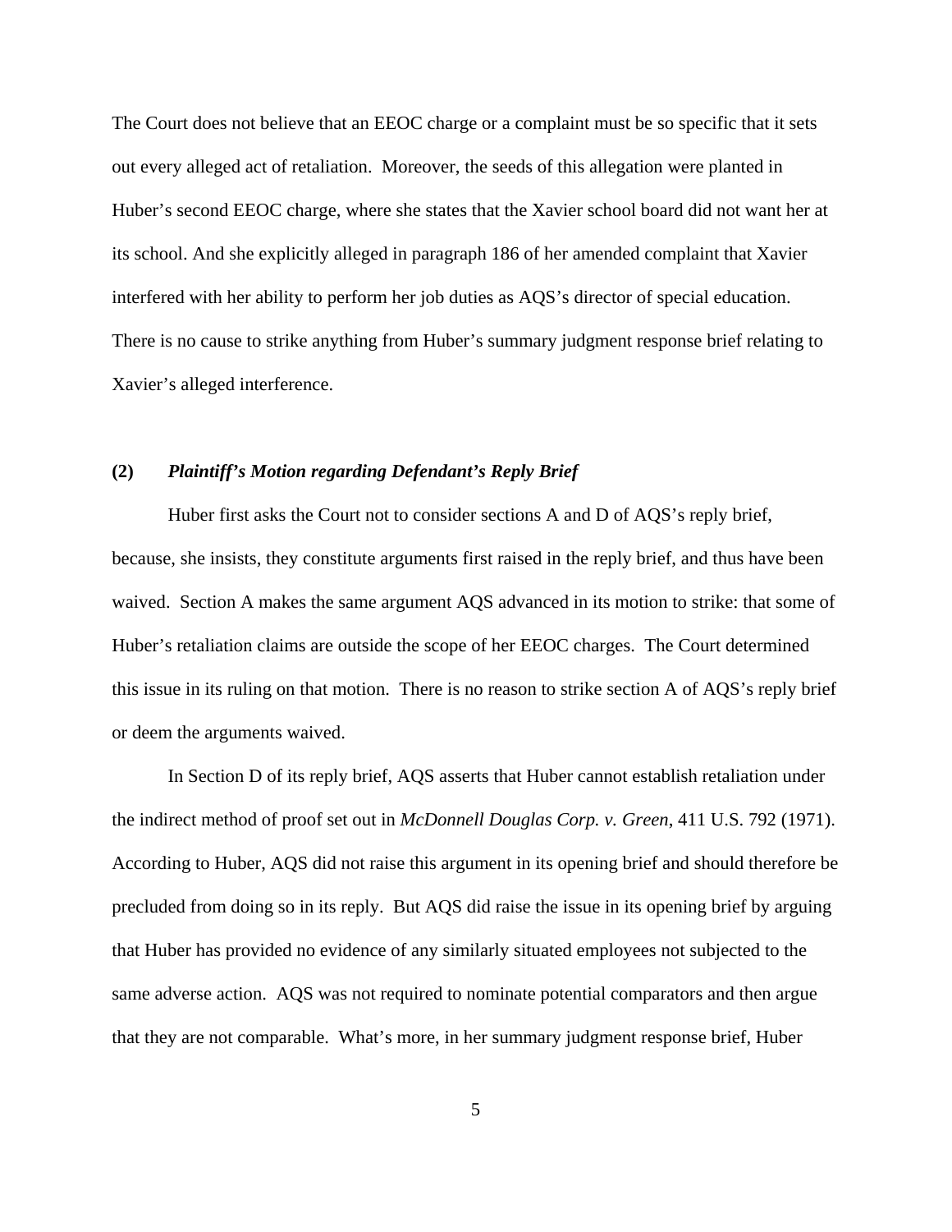The Court does not believe that an EEOC charge or a complaint must be so specific that it sets out every alleged act of retaliation. Moreover, the seeds of this allegation were planted in Huber's second EEOC charge, where she states that the Xavier school board did not want her at its school. And she explicitly alleged in paragraph 186 of her amended complaint that Xavier interfered with her ability to perform her job duties as AQS's director of special education. There is no cause to strike anything from Huber's summary judgment response brief relating to Xavier's alleged interference.

### (2) *Plaintiff's Motion regarding Defendant's Reply Brief*

Huber first asks the Court not to consider sections A and D of AQS's reply brief, because, she insists, they constitute arguments first raised in the reply brief, and thus have been waived. Section A makes the same argument AQS advanced in its motion to strike: that some of Huber's retaliation claims are outside the scope of her EEOC charges. The Court determined this issue in its ruling on that motion. There is no reason to strike section A of AQS's reply brief or deem the arguments waived.

In Section D of its reply brief, AQS asserts that Huber cannot establish retaliation under the indirect method of proof set out in *McDonnell Douglas Corp. v. Green*, 411 U.S. 792 (1971). According to Huber, AQS did not raise this argument in its opening brief and should therefore be precluded from doing so in its reply. But AQS did raise the issue in its opening brief by arguing that Huber has provided no evidence of any similarly situated employees not subjected to the same adverse action. AQS was not required to nominate potential comparators and then argue that they are not comparable. What's more, in her summary judgment response brief, Huber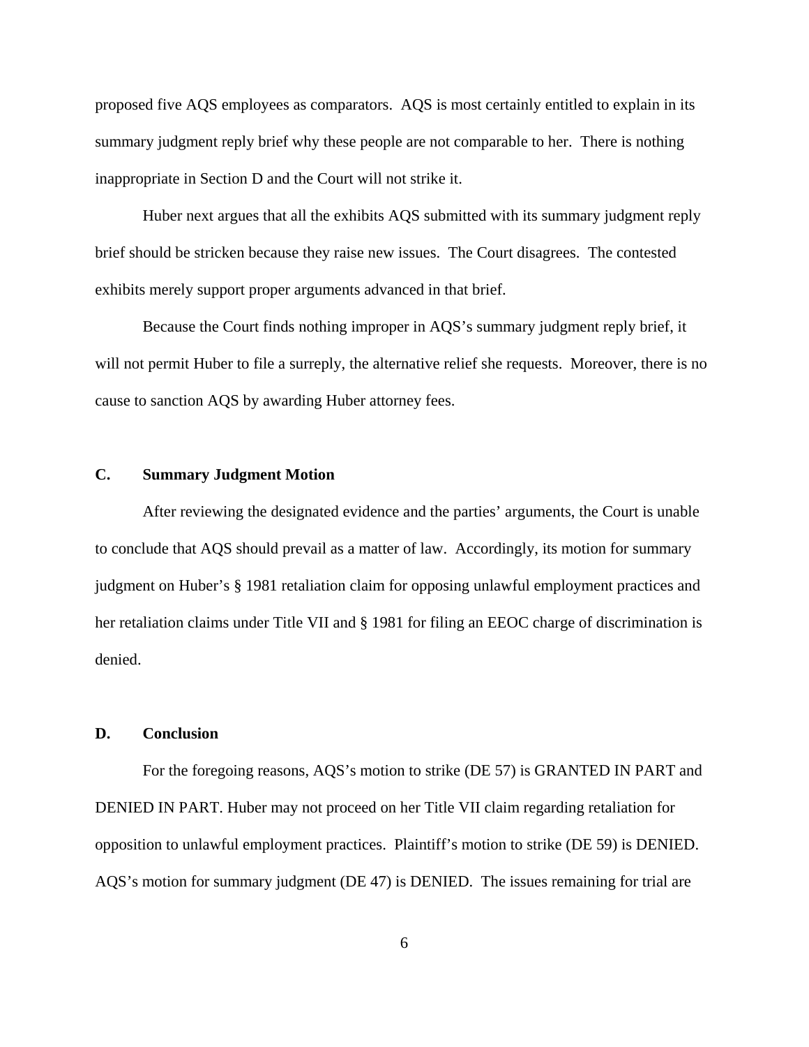proposed five AQS employees as comparators. AQS is most certainly entitled to explain in its summary judgment reply brief why these people are not comparable to her. There is nothing inappropriate in Section D and the Court will not strike it.

Huber next argues that all the exhibits AQS submitted with its summary judgment reply brief should be stricken because they raise new issues. The Court disagrees. The contested exhibits merely support proper arguments advanced in that brief.

Because the Court finds nothing improper in AQS's summary judgment reply brief, it will not permit Huber to file a surreply, the alternative relief she requests. Moreover, there is no cause to sanction AQS by awarding Huber attorney fees.

### C. Summary Judgment Motion

After reviewing the designated evidence and the parties' arguments, the Court is unable to conclude that AQS should prevail as a matter of law. Accordingly, its motion for summary judgment on Huber's § 1981 retaliation claim for opposing unlawful employment practices and her retaliation claims under Title VII and § 1981 for filing an EEOC charge of discrimination is denied.

### D. Conclusion

For the foregoing reasons, AQS's motion to strike (DE 57) is GRANTED IN PART and DENIED IN PART. Huber may not proceed on her Title VII claim regarding retaliation for opposition to unlawful employment practices. Plaintiff's motion to strike (DE 59) is DENIED. AQS's motion for summary judgment (DE 47) is DENIED. The issues remaining for trial are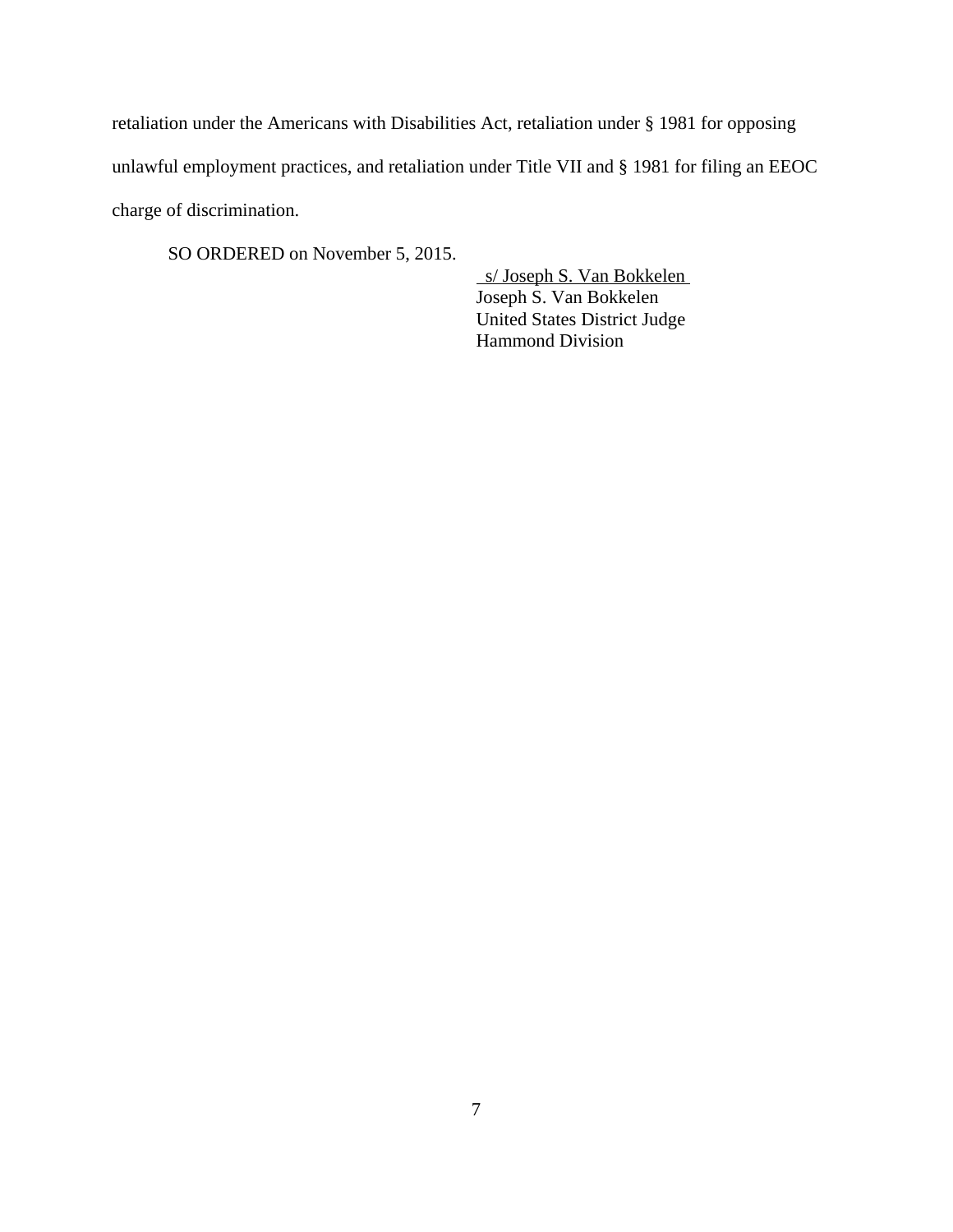retaliation under the Americans with Disabilities Act, retaliation under § 1981 for opposing unlawful employment practices, and retaliation under Title VII and § 1981 for filing an EEOC charge of discrimination.

SO ORDERED on November 5, 2015.

s/ Joseph S. Van Bokkelen
Joseph S. Van Bokkelen
United States District Judge
Hammond Division